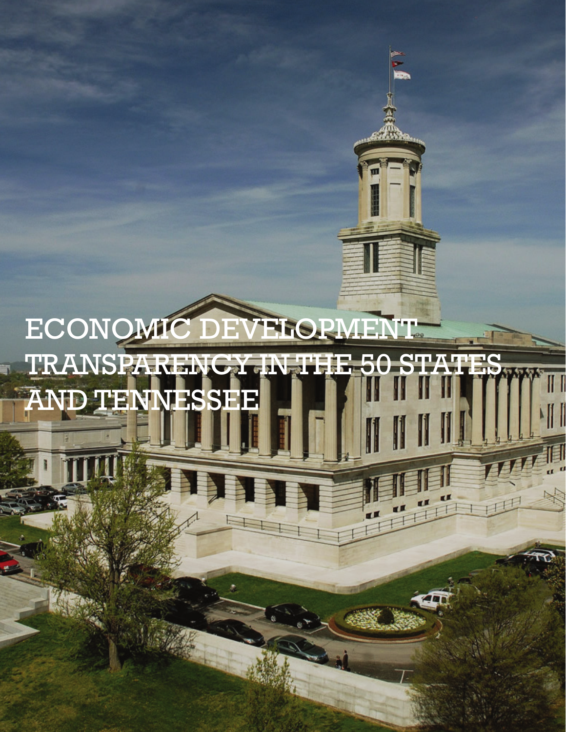# ECONOMIC DEVELOPMENT TRANSPARENCY IN THE 50 STATES AND TENNESSEE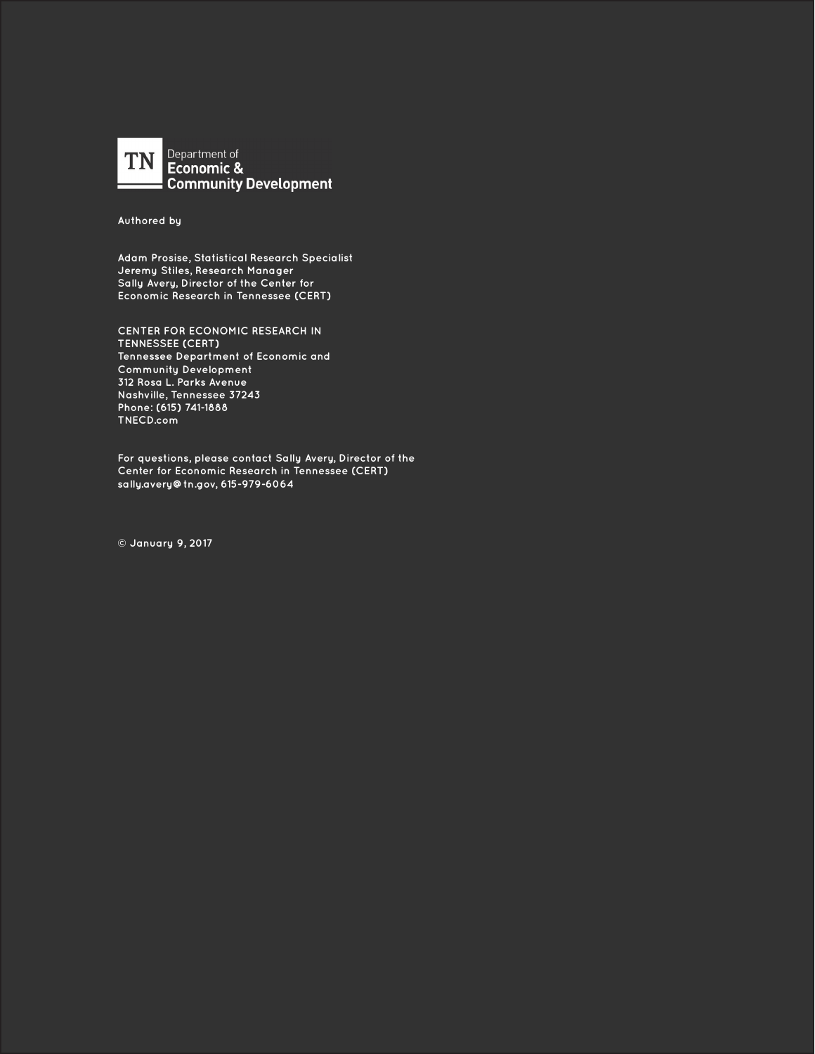TN Department of Economic & Community Development

Authored by

Adam Prosise, Statistical Research Specialist
Jeremy Stiles, Research Manager
Sally Avery, Director of the Center for Economic Research in Tennessee (CERT)

CENTER FOR ECONOMIC RESEARCH IN TENNESSEE (CERT)
Tennessee Department of Economic and Community Development
312 Rosa L. Parks Avenue
Nashville, Tennessee 37243
Phone: (615) 741-1888
TNECD.com

For questions, please contact Sally Avery, Director of the Center for Economic Research in Tennessee (CERT)
sally.avery@tn.gov, 615-979-6064

© January 9, 2017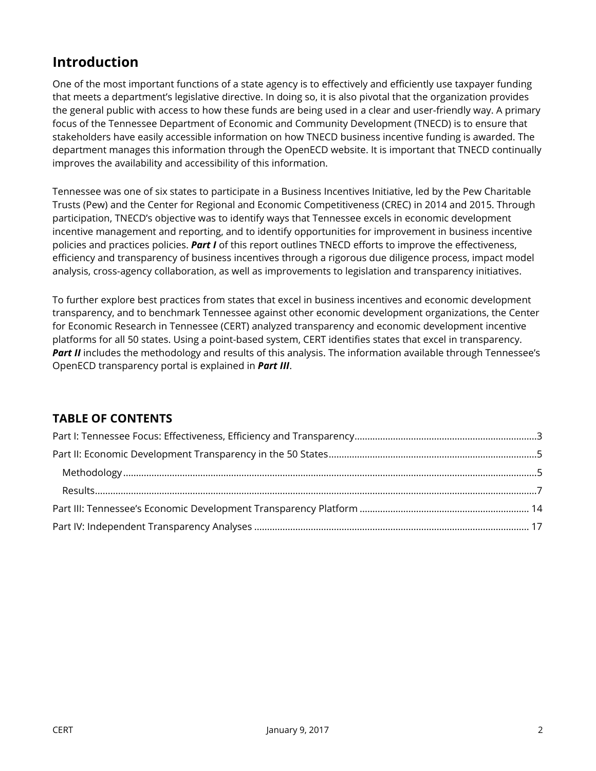## Introduction

One of the most important functions of a state agency is to effectively and efficiently use taxpayer funding that meets a department's legislative directive. In doing so, it is also pivotal that the organization provides the general public with access to how these funds are being used in a clear and user-friendly way. A primary focus of the Tennessee Department of Economic and Community Development (TNECD) is to ensure that stakeholders have easily accessible information on how TNECD business incentive funding is awarded. The department manages this information through the OpenECD website. It is important that TNECD continually improves the availability and accessibility of this information.

Tennessee was one of six states to participate in a Business Incentives Initiative, led by the Pew Charitable Trusts (Pew) and the Center for Regional and Economic Competitiveness (CREC) in 2014 and 2015. Through participation, TNECD's objective was to identify ways that Tennessee excels in economic development incentive management and reporting, and to identify opportunities for improvement in business incentive policies and practices policies. ***Part I*** of this report outlines TNECD efforts to improve the effectiveness, efficiency and transparency of business incentives through a rigorous due diligence process, impact model analysis, cross-agency collaboration, as well as improvements to legislation and transparency initiatives.

To further explore best practices from states that excel in business incentives and economic development transparency, and to benchmark Tennessee against other economic development organizations, the Center for Economic Research in Tennessee (CERT) analyzed transparency and economic development incentive platforms for all 50 states. Using a point-based system, CERT identifies states that excel in transparency. ***Part II*** includes the methodology and results of this analysis. The information available through Tennessee's OpenECD transparency portal is explained in ***Part III***.

### TABLE OF CONTENTS

- Part I: Tennessee Focus: Effectiveness, Efficiency and Transparency ........ 3
- Part II: Economic Development Transparency in the 50 States ........ 5
  - Methodology ........ 5
  - Results ........ 7
- Part III: Tennessee's Economic Development Transparency Platform ........ 14
- Part IV: Independent Transparency Analyses ........ 17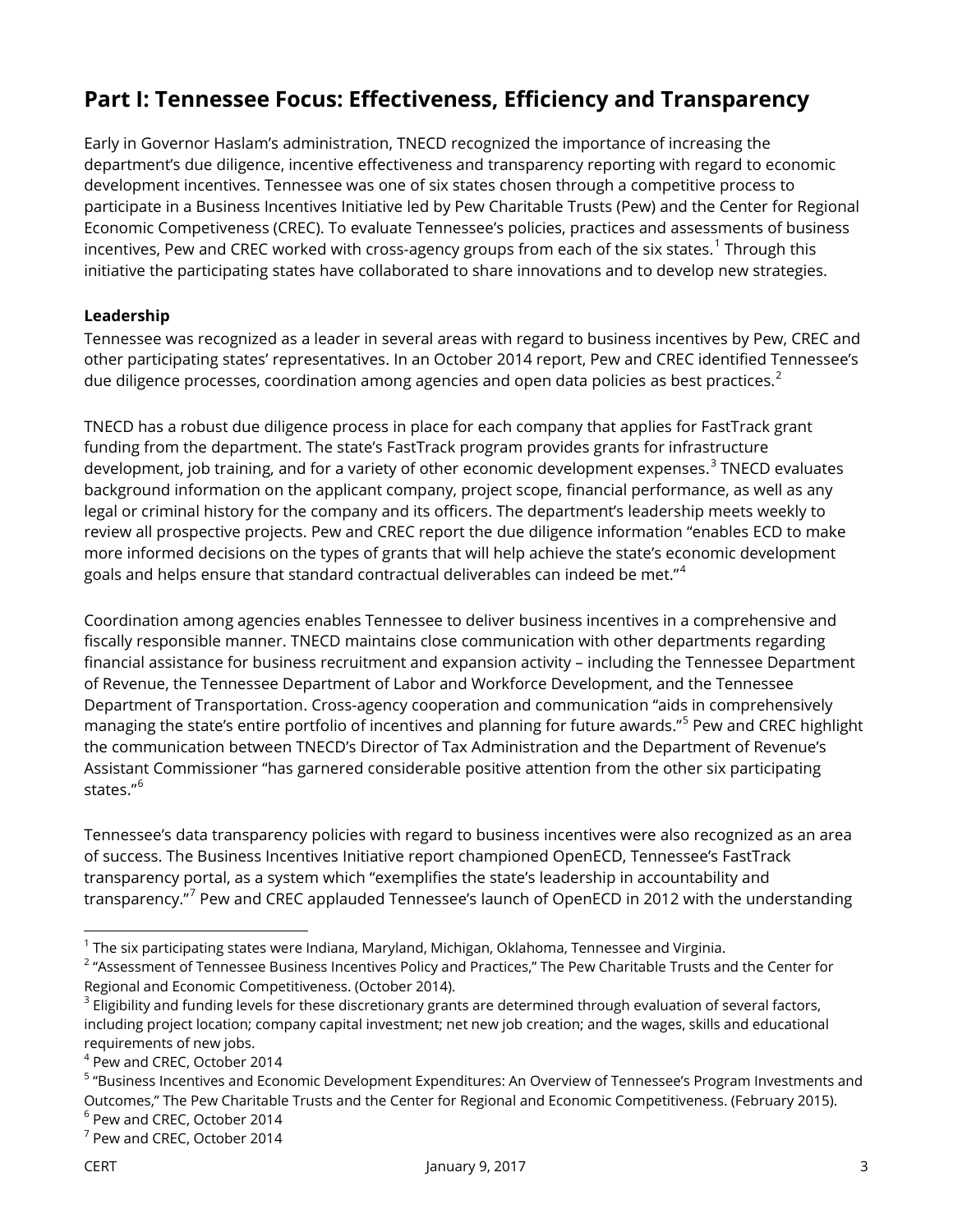## Part I: Tennessee Focus: Effectiveness, Efficiency and Transparency

Early in Governor Haslam's administration, TNECD recognized the importance of increasing the department's due diligence, incentive effectiveness and transparency reporting with regard to economic development incentives. Tennessee was one of six states chosen through a competitive process to participate in a Business Incentives Initiative led by Pew Charitable Trusts (Pew) and the Center for Regional Economic Competiveness (CREC). To evaluate Tennessee's policies, practices and assessments of business incentives, Pew and CREC worked with cross-agency groups from each of the six states.[1] Through this initiative the participating states have collaborated to share innovations and to develop new strategies.

### Leadership

Tennessee was recognized as a leader in several areas with regard to business incentives by Pew, CREC and other participating states' representatives. In an October 2014 report, Pew and CREC identified Tennessee's due diligence processes, coordination among agencies and open data policies as best practices.[2]

TNECD has a robust due diligence process in place for each company that applies for FastTrack grant funding from the department. The state's FastTrack program provides grants for infrastructure development, job training, and for a variety of other economic development expenses.[3] TNECD evaluates background information on the applicant company, project scope, financial performance, as well as any legal or criminal history for the company and its officers. The department's leadership meets weekly to review all prospective projects. Pew and CREC report the due diligence information "enables ECD to make more informed decisions on the types of grants that will help achieve the state's economic development goals and helps ensure that standard contractual deliverables can indeed be met."[4]

Coordination among agencies enables Tennessee to deliver business incentives in a comprehensive and fiscally responsible manner. TNECD maintains close communication with other departments regarding financial assistance for business recruitment and expansion activity – including the Tennessee Department of Revenue, the Tennessee Department of Labor and Workforce Development, and the Tennessee Department of Transportation. Cross-agency cooperation and communication "aids in comprehensively managing the state's entire portfolio of incentives and planning for future awards."[5] Pew and CREC highlight the communication between TNECD's Director of Tax Administration and the Department of Revenue's Assistant Commissioner "has garnered considerable positive attention from the other six participating states."[6]

Tennessee's data transparency policies with regard to business incentives were also recognized as an area of success. The Business Incentives Initiative report championed OpenECD, Tennessee's FastTrack transparency portal, as a system which "exemplifies the state's leadership in accountability and transparency."[7] Pew and CREC applauded Tennessee's launch of OpenECD in 2012 with the understanding

---

[1] The six participating states were Indiana, Maryland, Michigan, Oklahoma, Tennessee and Virginia.

[2] "Assessment of Tennessee Business Incentives Policy and Practices," The Pew Charitable Trusts and the Center for Regional and Economic Competitiveness. (October 2014).

[3] Eligibility and funding levels for these discretionary grants are determined through evaluation of several factors, including project location; company capital investment; net new job creation; and the wages, skills and educational requirements of new jobs.

[4] Pew and CREC, October 2014

[5] "Business Incentives and Economic Development Expenditures: An Overview of Tennessee's Program Investments and Outcomes," The Pew Charitable Trusts and the Center for Regional and Economic Competitiveness. (February 2015).

[6] Pew and CREC, October 2014

[7] Pew and CREC, October 2014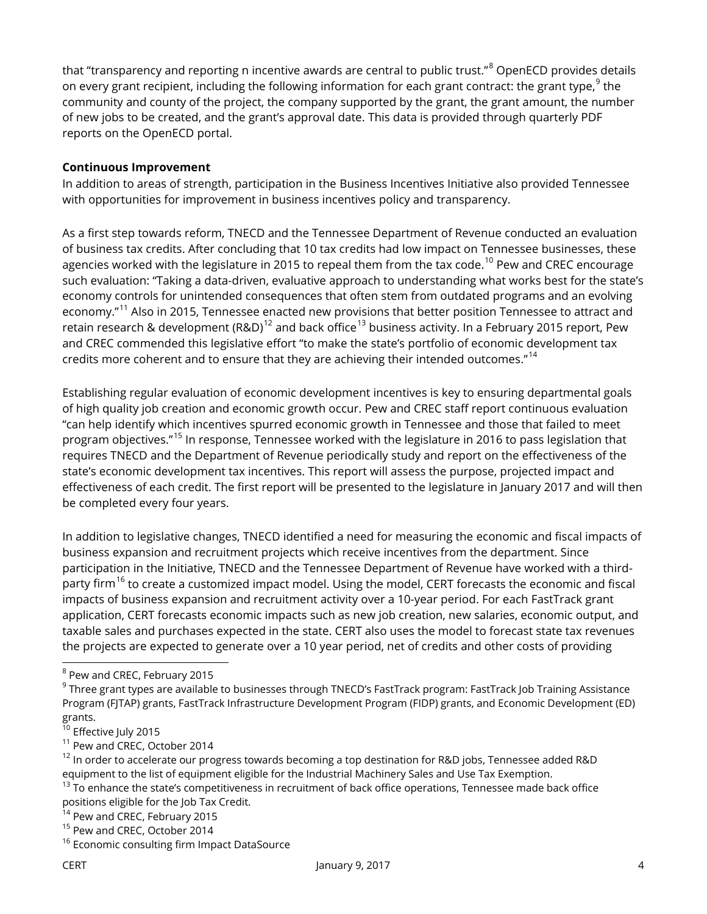that "transparency and reporting n incentive awards are central to public trust."[8] OpenECD provides details on every grant recipient, including the following information for each grant contract: the grant type,[9] the community and county of the project, the company supported by the grant, the grant amount, the number of new jobs to be created, and the grant's approval date. This data is provided through quarterly PDF reports on the OpenECD portal.

**Continuous Improvement**

In addition to areas of strength, participation in the Business Incentives Initiative also provided Tennessee with opportunities for improvement in business incentives policy and transparency.

As a first step towards reform, TNECD and the Tennessee Department of Revenue conducted an evaluation of business tax credits. After concluding that 10 tax credits had low impact on Tennessee businesses, these agencies worked with the legislature in 2015 to repeal them from the tax code.[10] Pew and CREC encourage such evaluation: "Taking a data-driven, evaluative approach to understanding what works best for the state's economy controls for unintended consequences that often stem from outdated programs and an evolving economy."[11] Also in 2015, Tennessee enacted new provisions that better position Tennessee to attract and retain research & development (R&D)[12] and back office[13] business activity. In a February 2015 report, Pew and CREC commended this legislative effort "to make the state's portfolio of economic development tax credits more coherent and to ensure that they are achieving their intended outcomes."[14]

Establishing regular evaluation of economic development incentives is key to ensuring departmental goals of high quality job creation and economic growth occur. Pew and CREC staff report continuous evaluation "can help identify which incentives spurred economic growth in Tennessee and those that failed to meet program objectives."[15] In response, Tennessee worked with the legislature in 2016 to pass legislation that requires TNECD and the Department of Revenue periodically study and report on the effectiveness of the state's economic development tax incentives. This report will assess the purpose, projected impact and effectiveness of each credit. The first report will be presented to the legislature in January 2017 and will then be completed every four years.

In addition to legislative changes, TNECD identified a need for measuring the economic and fiscal impacts of business expansion and recruitment projects which receive incentives from the department. Since participation in the Initiative, TNECD and the Tennessee Department of Revenue have worked with a third-party firm[16] to create a customized impact model. Using the model, CERT forecasts the economic and fiscal impacts of business expansion and recruitment activity over a 10-year period. For each FastTrack grant application, CERT forecasts economic impacts such as new job creation, new salaries, economic output, and taxable sales and purchases expected in the state. CERT also uses the model to forecast state tax revenues the projects are expected to generate over a 10 year period, net of credits and other costs of providing

---

[8] Pew and CREC, February 2015

[9] Three grant types are available to businesses through TNECD's FastTrack program: FastTrack Job Training Assistance Program (FJTAP) grants, FastTrack Infrastructure Development Program (FIDP) grants, and Economic Development (ED) grants.

[10] Effective July 2015

[11] Pew and CREC, October 2014

[12] In order to accelerate our progress towards becoming a top destination for R&D jobs, Tennessee added R&D equipment to the list of equipment eligible for the Industrial Machinery Sales and Use Tax Exemption.

[13] To enhance the state's competitiveness in recruitment of back office operations, Tennessee made back office positions eligible for the Job Tax Credit.

[14] Pew and CREC, February 2015

[15] Pew and CREC, October 2014

[16] Economic consulting firm Impact DataSource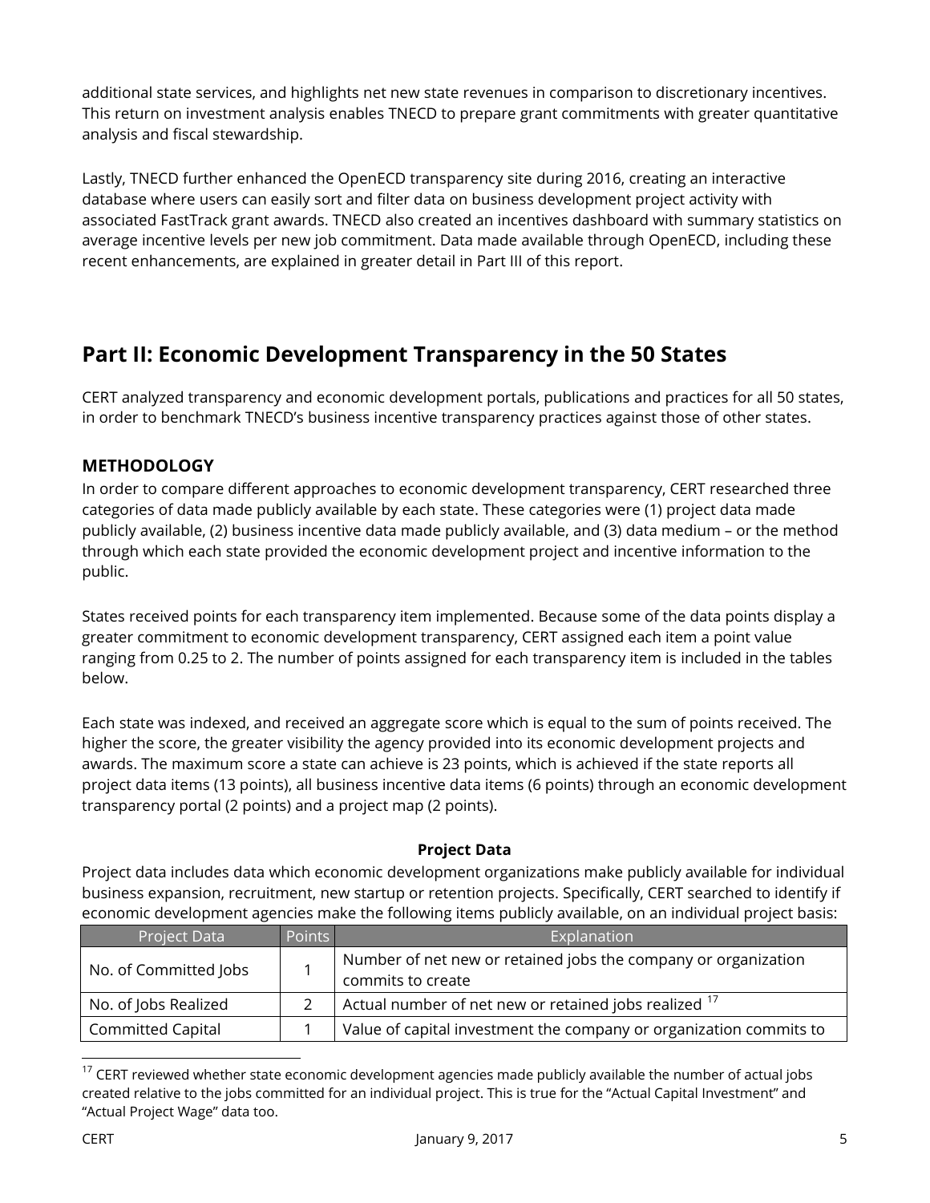additional state services, and highlights net new state revenues in comparison to discretionary incentives. This return on investment analysis enables TNECD to prepare grant commitments with greater quantitative analysis and fiscal stewardship.

Lastly, TNECD further enhanced the OpenECD transparency site during 2016, creating an interactive database where users can easily sort and filter data on business development project activity with associated FastTrack grant awards. TNECD also created an incentives dashboard with summary statistics on average incentive levels per new job commitment. Data made available through OpenECD, including these recent enhancements, are explained in greater detail in Part III of this report.

## Part II: Economic Development Transparency in the 50 States

CERT analyzed transparency and economic development portals, publications and practices for all 50 states, in order to benchmark TNECD's business incentive transparency practices against those of other states.

### METHODOLOGY

In order to compare different approaches to economic development transparency, CERT researched three categories of data made publicly available by each state. These categories were (1) project data made publicly available, (2) business incentive data made publicly available, and (3) data medium – or the method through which each state provided the economic development project and incentive information to the public.

States received points for each transparency item implemented. Because some of the data points display a greater commitment to economic development transparency, CERT assigned each item a point value ranging from 0.25 to 2. The number of points assigned for each transparency item is included in the tables below.

Each state was indexed, and received an aggregate score which is equal to the sum of points received. The higher the score, the greater visibility the agency provided into its economic development projects and awards. The maximum score a state can achieve is 23 points, which is achieved if the state reports all project data items (13 points), all business incentive data items (6 points) through an economic development transparency portal (2 points) and a project map (2 points).

**Project Data**

Project data includes data which economic development organizations make publicly available for individual business expansion, recruitment, new startup or retention projects. Specifically, CERT searched to identify if economic development agencies make the following items publicly available, on an individual project basis:

| Project Data | Points | Explanation |
|---|---|---|
| No. of Committed Jobs | 1 | Number of net new or retained jobs the company or organization commits to create |
| No. of Jobs Realized | 2 | Actual number of net new or retained jobs realized [17] |
| Committed Capital | 1 | Value of capital investment the company or organization commits to |

[17] CERT reviewed whether state economic development agencies made publicly available the number of actual jobs created relative to the jobs committed for an individual project. This is true for the "Actual Capital Investment" and "Actual Project Wage" data too.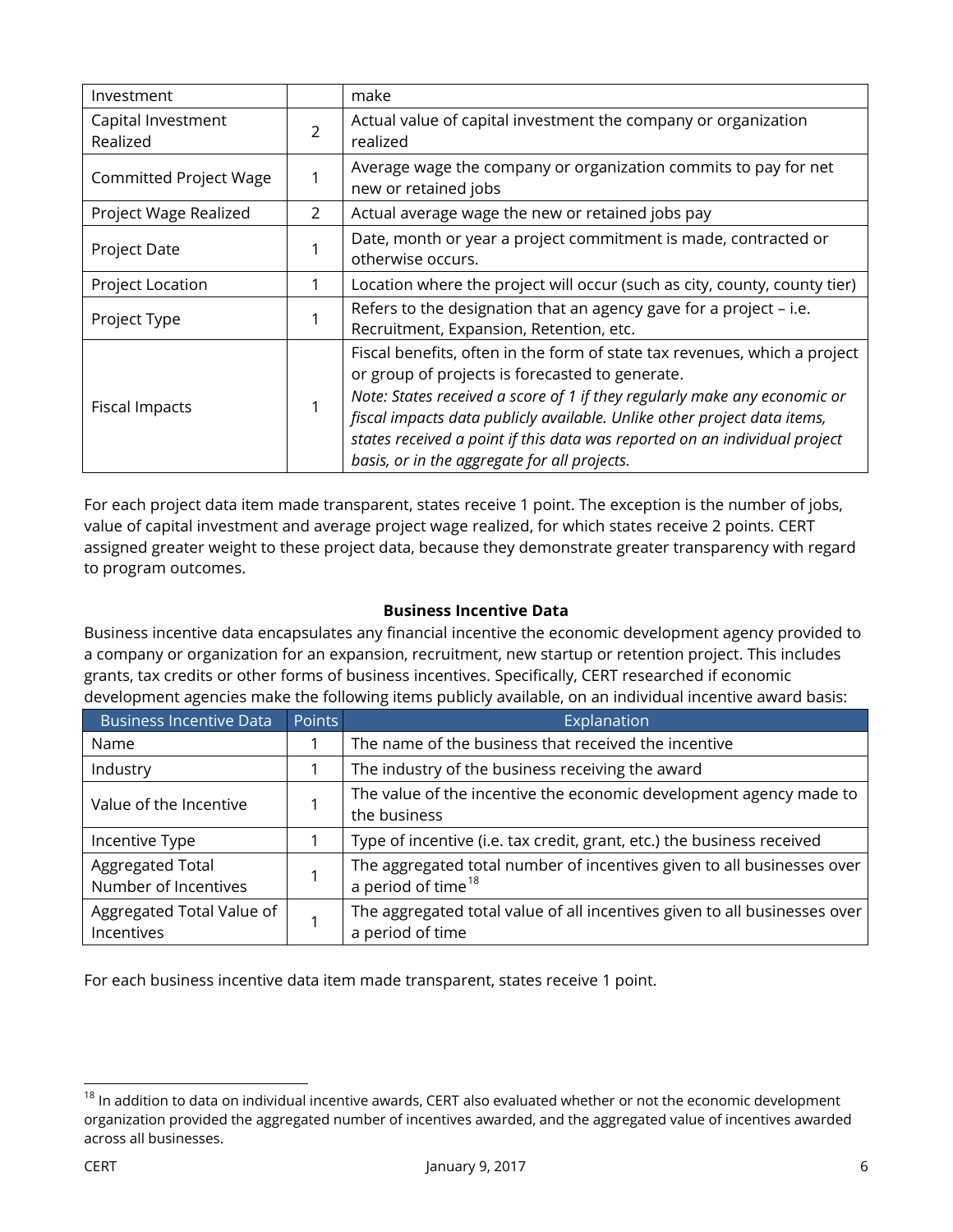| Investment | | make |
|---|---|---|
| Capital Investment Realized | 2 | Actual value of capital investment the company or organization realized |
| Committed Project Wage | 1 | Average wage the company or organization commits to pay for net new or retained jobs |
| Project Wage Realized | 2 | Actual average wage the new or retained jobs pay |
| Project Date | 1 | Date, month or year a project commitment is made, contracted or otherwise occurs. |
| Project Location | 1 | Location where the project will occur (such as city, county, county tier) |
| Project Type | 1 | Refers to the designation that an agency gave for a project – i.e. Recruitment, Expansion, Retention, etc. |
| Fiscal Impacts | 1 | Fiscal benefits, often in the form of state tax revenues, which a project or group of projects is forecasted to generate. *Note: States received a score of 1 if they regularly make any economic or fiscal impacts data publicly available. Unlike other project data items, states received a point if this data was reported on an individual project basis, or in the aggregate for all projects.* |

For each project data item made transparent, states receive 1 point. The exception is the number of jobs, value of capital investment and average project wage realized, for which states receive 2 points. CERT assigned greater weight to these project data, because they demonstrate greater transparency with regard to program outcomes.

**Business Incentive Data**

Business incentive data encapsulates any financial incentive the economic development agency provided to a company or organization for an expansion, recruitment, new startup or retention project. This includes grants, tax credits or other forms of business incentives. Specifically, CERT researched if economic development agencies make the following items publicly available, on an individual incentive award basis:

| Business Incentive Data | Points | Explanation |
|---|---|---|
| Name | 1 | The name of the business that received the incentive |
| Industry | 1 | The industry of the business receiving the award |
| Value of the Incentive | 1 | The value of the incentive the economic development agency made to the business |
| Incentive Type | 1 | Type of incentive (i.e. tax credit, grant, etc.) the business received |
| Aggregated Total Number of Incentives | 1 | The aggregated total number of incentives given to all businesses over a period of time[18] |
| Aggregated Total Value of Incentives | 1 | The aggregated total value of all incentives given to all businesses over a period of time |

For each business incentive data item made transparent, states receive 1 point.

[18] In addition to data on individual incentive awards, CERT also evaluated whether or not the economic development organization provided the aggregated number of incentives awarded, and the aggregated value of incentives awarded across all businesses.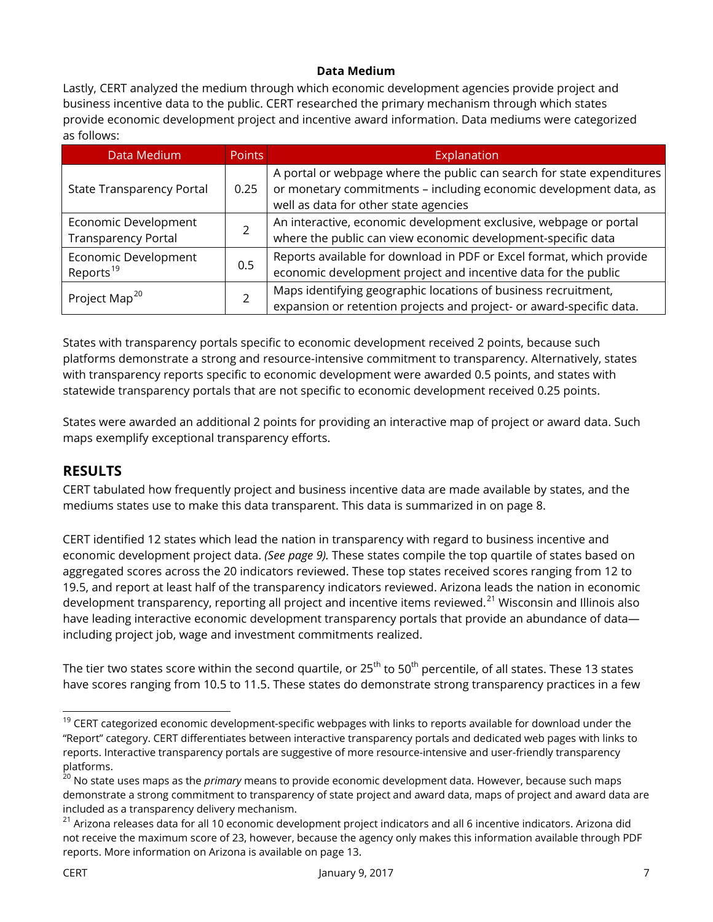**Data Medium**

Lastly, CERT analyzed the medium through which economic development agencies provide project and business incentive data to the public. CERT researched the primary mechanism through which states provide economic development project and incentive award information. Data mediums were categorized as follows:

| Data Medium | Points | Explanation |
|---|---|---|
| State Transparency Portal | 0.25 | A portal or webpage where the public can search for state expenditures or monetary commitments – including economic development data, as well as data for other state agencies |
| Economic Development Transparency Portal | 2 | An interactive, economic development exclusive, webpage or portal where the public can view economic development-specific data |
| Economic Development Reports[19] | 0.5 | Reports available for download in PDF or Excel format, which provide economic development project and incentive data for the public |
| Project Map[20] | 2 | Maps identifying geographic locations of business recruitment, expansion or retention projects and project- or award-specific data. |

States with transparency portals specific to economic development received 2 points, because such platforms demonstrate a strong and resource-intensive commitment to transparency. Alternatively, states with transparency reports specific to economic development were awarded 0.5 points, and states with statewide transparency portals that are not specific to economic development received 0.25 points.

States were awarded an additional 2 points for providing an interactive map of project or award data. Such maps exemplify exceptional transparency efforts.

## RESULTS

CERT tabulated how frequently project and business incentive data are made available by states, and the mediums states use to make this data transparent. This data is summarized in on page 8.

CERT identified 12 states which lead the nation in transparency with regard to business incentive and economic development project data. *(See page 9).* These states compile the top quartile of states based on aggregated scores across the 20 indicators reviewed. These top states received scores ranging from 12 to 19.5, and report at least half of the transparency indicators reviewed. Arizona leads the nation in economic development transparency, reporting all project and incentive items reviewed.[21] Wisconsin and Illinois also have leading interactive economic development transparency portals that provide an abundance of data—including project job, wage and investment commitments realized.

The tier two states score within the second quartile, or 25th to 50th percentile, of all states. These 13 states have scores ranging from 10.5 to 11.5. These states do demonstrate strong transparency practices in a few

[19] CERT categorized economic development-specific webpages with links to reports available for download under the "Report" category. CERT differentiates between interactive transparency portals and dedicated web pages with links to reports. Interactive transparency portals are suggestive of more resource-intensive and user-friendly transparency platforms.

[20] No state uses maps as the *primary* means to provide economic development data. However, because such maps demonstrate a strong commitment to transparency of state project and award data, maps of project and award data are included as a transparency delivery mechanism.

[21] Arizona releases data for all 10 economic development project indicators and all 6 incentive indicators. Arizona did not receive the maximum score of 23, however, because the agency only makes this information available through PDF reports. More information on Arizona is available on page 13.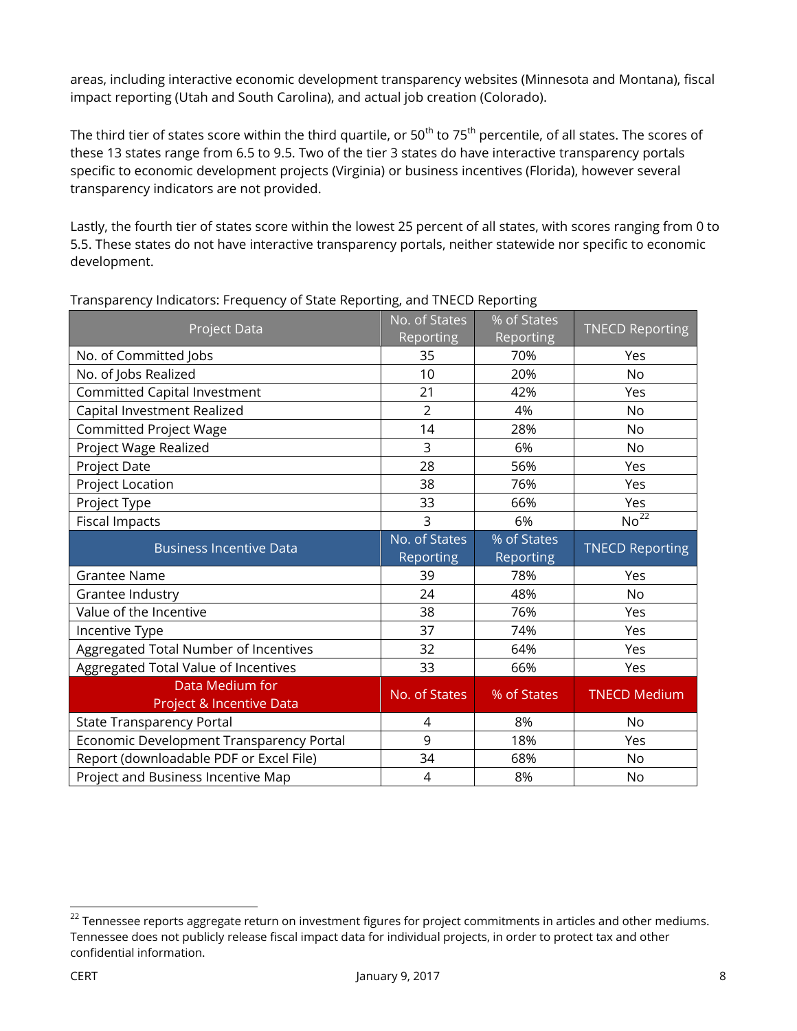areas, including interactive economic development transparency websites (Minnesota and Montana), fiscal impact reporting (Utah and South Carolina), and actual job creation (Colorado).

The third tier of states score within the third quartile, or 50th to 75th percentile, of all states. The scores of these 13 states range from 6.5 to 9.5. Two of the tier 3 states do have interactive transparency portals specific to economic development projects (Virginia) or business incentives (Florida), however several transparency indicators are not provided.

Lastly, the fourth tier of states score within the lowest 25 percent of all states, with scores ranging from 0 to 5.5. These states do not have interactive transparency portals, neither statewide nor specific to economic development.

Transparency Indicators: Frequency of State Reporting, and TNECD Reporting

| Project Data | No. of States Reporting | % of States Reporting | TNECD Reporting |
|---|---|---|---|
| No. of Committed Jobs | 35 | 70% | Yes |
| No. of Jobs Realized | 10 | 20% | No |
| Committed Capital Investment | 21 | 42% | Yes |
| Capital Investment Realized | 2 | 4% | No |
| Committed Project Wage | 14 | 28% | No |
| Project Wage Realized | 3 | 6% | No |
| Project Date | 28 | 56% | Yes |
| Project Location | 38 | 76% | Yes |
| Project Type | 33 | 66% | Yes |
| Fiscal Impacts | 3 | 6% | No[22] |
| **Business Incentive Data** | **No. of States Reporting** | **% of States Reporting** | **TNECD Reporting** |
| Grantee Name | 39 | 78% | Yes |
| Grantee Industry | 24 | 48% | No |
| Value of the Incentive | 38 | 76% | Yes |
| Incentive Type | 37 | 74% | Yes |
| Aggregated Total Number of Incentives | 32 | 64% | Yes |
| Aggregated Total Value of Incentives | 33 | 66% | Yes |
| **Data Medium for Project & Incentive Data** | **No. of States** | **% of States** | **TNECD Medium** |
| State Transparency Portal | 4 | 8% | No |
| Economic Development Transparency Portal | 9 | 18% | Yes |
| Report (downloadable PDF or Excel File) | 34 | 68% | No |
| Project and Business Incentive Map | 4 | 8% | No |

[22] Tennessee reports aggregate return on investment figures for project commitments in articles and other mediums. Tennessee does not publicly release fiscal impact data for individual projects, in order to protect tax and other confidential information.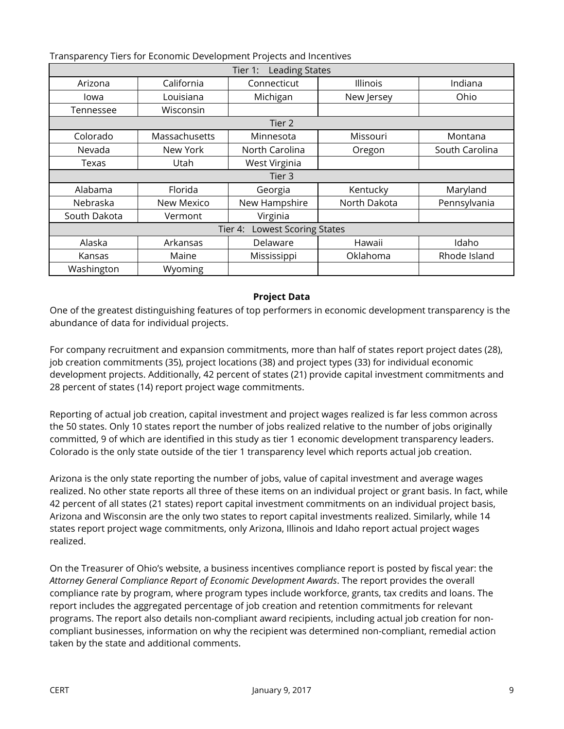Transparency Tiers for Economic Development Projects and Incentives

| Tier 1: Leading States | | | | |
|---|---|---|---|---|
| Arizona | California | Connecticut | Illinois | Indiana |
| Iowa | Louisiana | Michigan | New Jersey | Ohio |
| Tennessee | Wisconsin | | | |
| **Tier 2** | | | | |
| Colorado | Massachusetts | Minnesota | Missouri | Montana |
| Nevada | New York | North Carolina | Oregon | South Carolina |
| Texas | Utah | West Virginia | | |
| **Tier 3** | | | | |
| Alabama | Florida | Georgia | Kentucky | Maryland |
| Nebraska | New Mexico | New Hampshire | North Dakota | Pennsylvania |
| South Dakota | Vermont | Virginia | | |
| **Tier 4: Lowest Scoring States** | | | | |
| Alaska | Arkansas | Delaware | Hawaii | Idaho |
| Kansas | Maine | Mississippi | Oklahoma | Rhode Island |
| Washington | Wyoming | | | |

## Project Data

One of the greatest distinguishing features of top performers in economic development transparency is the abundance of data for individual projects.

For company recruitment and expansion commitments, more than half of states report project dates (28), job creation commitments (35), project locations (38) and project types (33) for individual economic development projects. Additionally, 42 percent of states (21) provide capital investment commitments and 28 percent of states (14) report project wage commitments.

Reporting of actual job creation, capital investment and project wages realized is far less common across the 50 states. Only 10 states report the number of jobs realized relative to the number of jobs originally committed, 9 of which are identified in this study as tier 1 economic development transparency leaders. Colorado is the only state outside of the tier 1 transparency level which reports actual job creation.

Arizona is the only state reporting the number of jobs, value of capital investment and average wages realized. No other state reports all three of these items on an individual project or grant basis. In fact, while 42 percent of all states (21 states) report capital investment commitments on an individual project basis, Arizona and Wisconsin are the only two states to report capital investments realized. Similarly, while 14 states report project wage commitments, only Arizona, Illinois and Idaho report actual project wages realized.

On the Treasurer of Ohio's website, a business incentives compliance report is posted by fiscal year: the *Attorney General Compliance Report of Economic Development Awards*. The report provides the overall compliance rate by program, where program types include workforce, grants, tax credits and loans. The report includes the aggregated percentage of job creation and retention commitments for relevant programs. The report also details non-compliant award recipients, including actual job creation for non-compliant businesses, information on why the recipient was determined non-compliant, remedial action taken by the state and additional comments.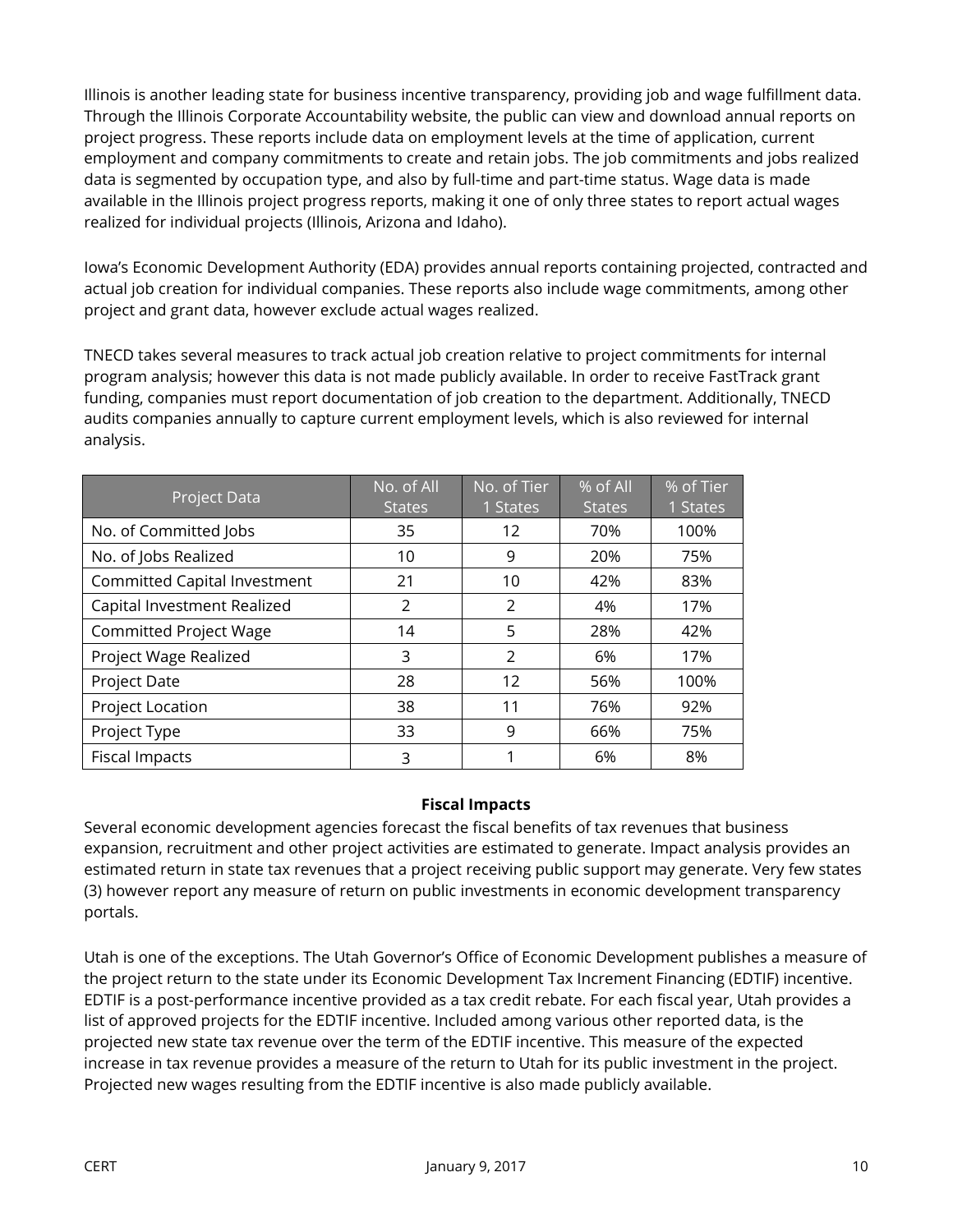Illinois is another leading state for business incentive transparency, providing job and wage fulfillment data. Through the Illinois Corporate Accountability website, the public can view and download annual reports on project progress. These reports include data on employment levels at the time of application, current employment and company commitments to create and retain jobs. The job commitments and jobs realized data is segmented by occupation type, and also by full-time and part-time status. Wage data is made available in the Illinois project progress reports, making it one of only three states to report actual wages realized for individual projects (Illinois, Arizona and Idaho).

Iowa's Economic Development Authority (EDA) provides annual reports containing projected, contracted and actual job creation for individual companies. These reports also include wage commitments, among other project and grant data, however exclude actual wages realized.

TNECD takes several measures to track actual job creation relative to project commitments for internal program analysis; however this data is not made publicly available. In order to receive FastTrack grant funding, companies must report documentation of job creation to the department. Additionally, TNECD audits companies annually to capture current employment levels, which is also reviewed for internal analysis.

| Project Data | No. of All States | No. of Tier 1 States | % of All States | % of Tier 1 States |
|---|---|---|---|---|
| No. of Committed Jobs | 35 | 12 | 70% | 100% |
| No. of Jobs Realized | 10 | 9 | 20% | 75% |
| Committed Capital Investment | 21 | 10 | 42% | 83% |
| Capital Investment Realized | 2 | 2 | 4% | 17% |
| Committed Project Wage | 14 | 5 | 28% | 42% |
| Project Wage Realized | 3 | 2 | 6% | 17% |
| Project Date | 28 | 12 | 56% | 100% |
| Project Location | 38 | 11 | 76% | 92% |
| Project Type | 33 | 9 | 66% | 75% |
| Fiscal Impacts | 3 | 1 | 6% | 8% |

### Fiscal Impacts

Several economic development agencies forecast the fiscal benefits of tax revenues that business expansion, recruitment and other project activities are estimated to generate. Impact analysis provides an estimated return in state tax revenues that a project receiving public support may generate. Very few states (3) however report any measure of return on public investments in economic development transparency portals.

Utah is one of the exceptions. The Utah Governor's Office of Economic Development publishes a measure of the project return to the state under its Economic Development Tax Increment Financing (EDTIF) incentive. EDTIF is a post-performance incentive provided as a tax credit rebate. For each fiscal year, Utah provides a list of approved projects for the EDTIF incentive. Included among various other reported data, is the projected new state tax revenue over the term of the EDTIF incentive. This measure of the expected increase in tax revenue provides a measure of the return to Utah for its public investment in the project. Projected new wages resulting from the EDTIF incentive is also made publicly available.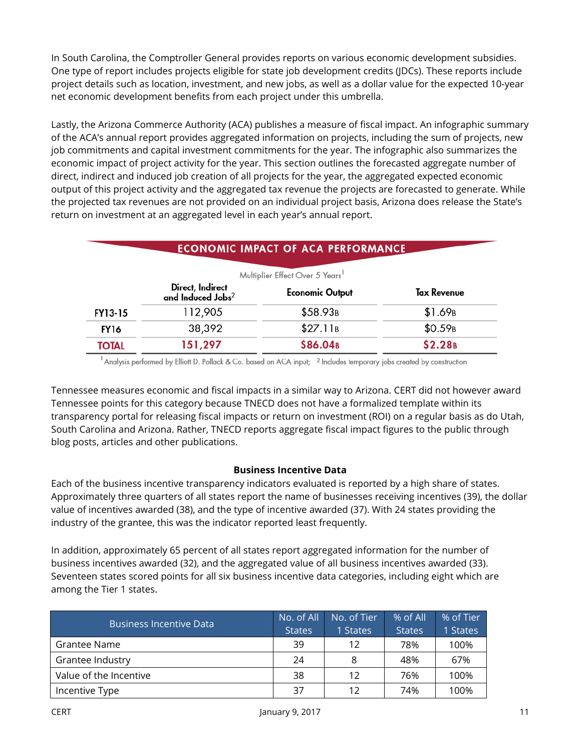In South Carolina, the Comptroller General provides reports on various economic development subsidies. One type of report includes projects eligible for state job development credits (JDCs). These reports include project details such as location, investment, and new jobs, as well as a dollar value for the expected 10-year net economic development benefits from each project under this umbrella.

Lastly, the Arizona Commerce Authority (ACA) publishes a measure of fiscal impact. An infographic summary of the ACA's annual report provides aggregated information on projects, including the sum of projects, new job commitments and capital investment commitments for the year. The infographic also summarizes the economic impact of project activity for the year. This section outlines the forecasted aggregate number of direct, indirect and induced job creation of all projects for the year, the aggregated expected economic output of this project activity and the aggregated tax revenue the projects are forecasted to generate. While the projected tax revenues are not provided on an individual project basis, Arizona does release the State's return on investment at an aggregated level in each year's annual report.

**ECONOMIC IMPACT OF ACA PERFORMANCE**

Multiplier Effect Over 5 Years[1]

| | Direct, Indirect and Induced Jobs[2] | Economic Output | Tax Revenue |
|---|---|---|---|
| FY13-15 | 112,905 | $58.93B | $1.69B |
| FY16 | 38,392 | $27.11B | $0.59B |
| **TOTAL** | **151,297** | **$86.04B** | **$2.28B** |

[1] Analysis performed by Elliott D. Pollack & Co. based on ACA input; [2] Includes temporary jobs created by construction

Tennessee measures economic and fiscal impacts in a similar way to Arizona. CERT did not however award Tennessee points for this category because TNECD does not have a formalized template within its transparency portal for releasing fiscal impacts or return on investment (ROI) on a regular basis as do Utah, South Carolina and Arizona. Rather, TNECD reports aggregate fiscal impact figures to the public through blog posts, articles and other publications.

### Business Incentive Data

Each of the business incentive transparency indicators evaluated is reported by a high share of states. Approximately three quarters of all states report the name of businesses receiving incentives (39), the dollar value of incentives awarded (38), and the type of incentive awarded (37). With 24 states providing the industry of the grantee, this was the indicator reported least frequently.

In addition, approximately 65 percent of all states report aggregated information for the number of business incentives awarded (32), and the aggregated value of all business incentives awarded (33). Seventeen states scored points for all six business incentive data categories, including eight which are among the Tier 1 states.

| Business Incentive Data | No. of All States | No. of Tier 1 States | % of All States | % of Tier 1 States |
|---|---|---|---|---|
| Grantee Name | 39 | 12 | 78% | 100% |
| Grantee Industry | 24 | 8 | 48% | 67% |
| Value of the Incentive | 38 | 12 | 76% | 100% |
| Incentive Type | 37 | 12 | 74% | 100% |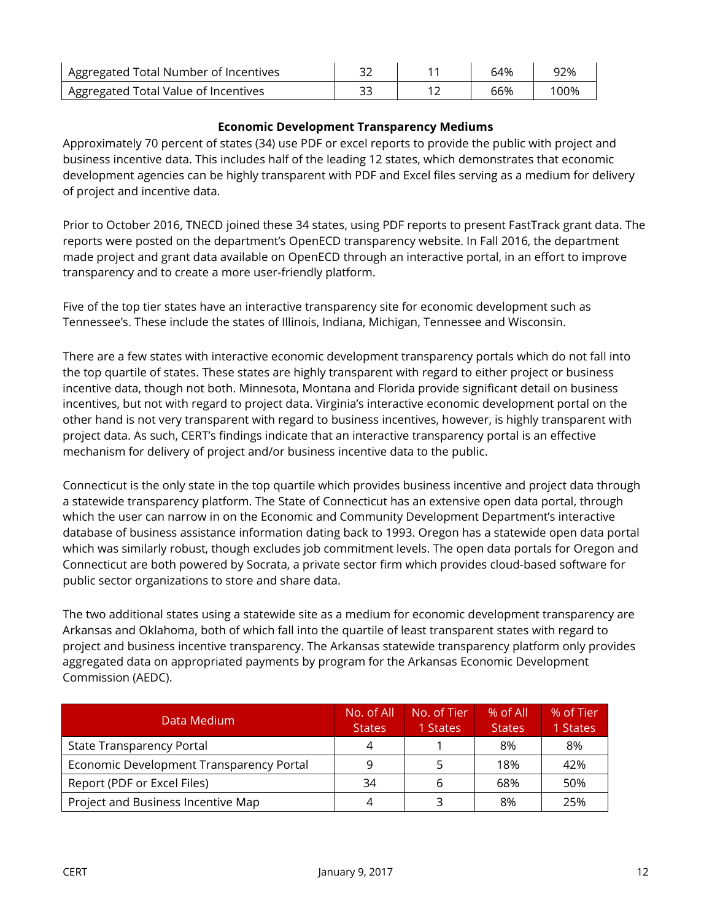| Aggregated Total Number of Incentives | 32 | 11 | 64% | 92% |
|---|---|---|---|---|
| Aggregated Total Value of Incentives | 33 | 12 | 66% | 100% |

### Economic Development Transparency Mediums

Approximately 70 percent of states (34) use PDF or excel reports to provide the public with project and business incentive data. This includes half of the leading 12 states, which demonstrates that economic development agencies can be highly transparent with PDF and Excel files serving as a medium for delivery of project and incentive data.

Prior to October 2016, TNECD joined these 34 states, using PDF reports to present FastTrack grant data. The reports were posted on the department's OpenECD transparency website. In Fall 2016, the department made project and grant data available on OpenECD through an interactive portal, in an effort to improve transparency and to create a more user-friendly platform.

Five of the top tier states have an interactive transparency site for economic development such as Tennessee's. These include the states of Illinois, Indiana, Michigan, Tennessee and Wisconsin.

There are a few states with interactive economic development transparency portals which do not fall into the top quartile of states. These states are highly transparent with regard to either project or business incentive data, though not both. Minnesota, Montana and Florida provide significant detail on business incentives, but not with regard to project data. Virginia's interactive economic development portal on the other hand is not very transparent with regard to business incentives, however, is highly transparent with project data. As such, CERT's findings indicate that an interactive transparency portal is an effective mechanism for delivery of project and/or business incentive data to the public.

Connecticut is the only state in the top quartile which provides business incentive and project data through a statewide transparency platform. The State of Connecticut has an extensive open data portal, through which the user can narrow in on the Economic and Community Development Department's interactive database of business assistance information dating back to 1993. Oregon has a statewide open data portal which was similarly robust, though excludes job commitment levels. The open data portals for Oregon and Connecticut are both powered by Socrata, a private sector firm which provides cloud-based software for public sector organizations to store and share data.

The two additional states using a statewide site as a medium for economic development transparency are Arkansas and Oklahoma, both of which fall into the quartile of least transparent states with regard to project and business incentive transparency. The Arkansas statewide transparency platform only provides aggregated data on appropriated payments by program for the Arkansas Economic Development Commission (AEDC).

| Data Medium | No. of All States | No. of Tier 1 States | % of All States | % of Tier 1 States |
|---|---|---|---|---|
| State Transparency Portal | 4 | 1 | 8% | 8% |
| Economic Development Transparency Portal | 9 | 5 | 18% | 42% |
| Report (PDF or Excel Files) | 34 | 6 | 68% | 50% |
| Project and Business Incentive Map | 4 | 3 | 8% | 25% |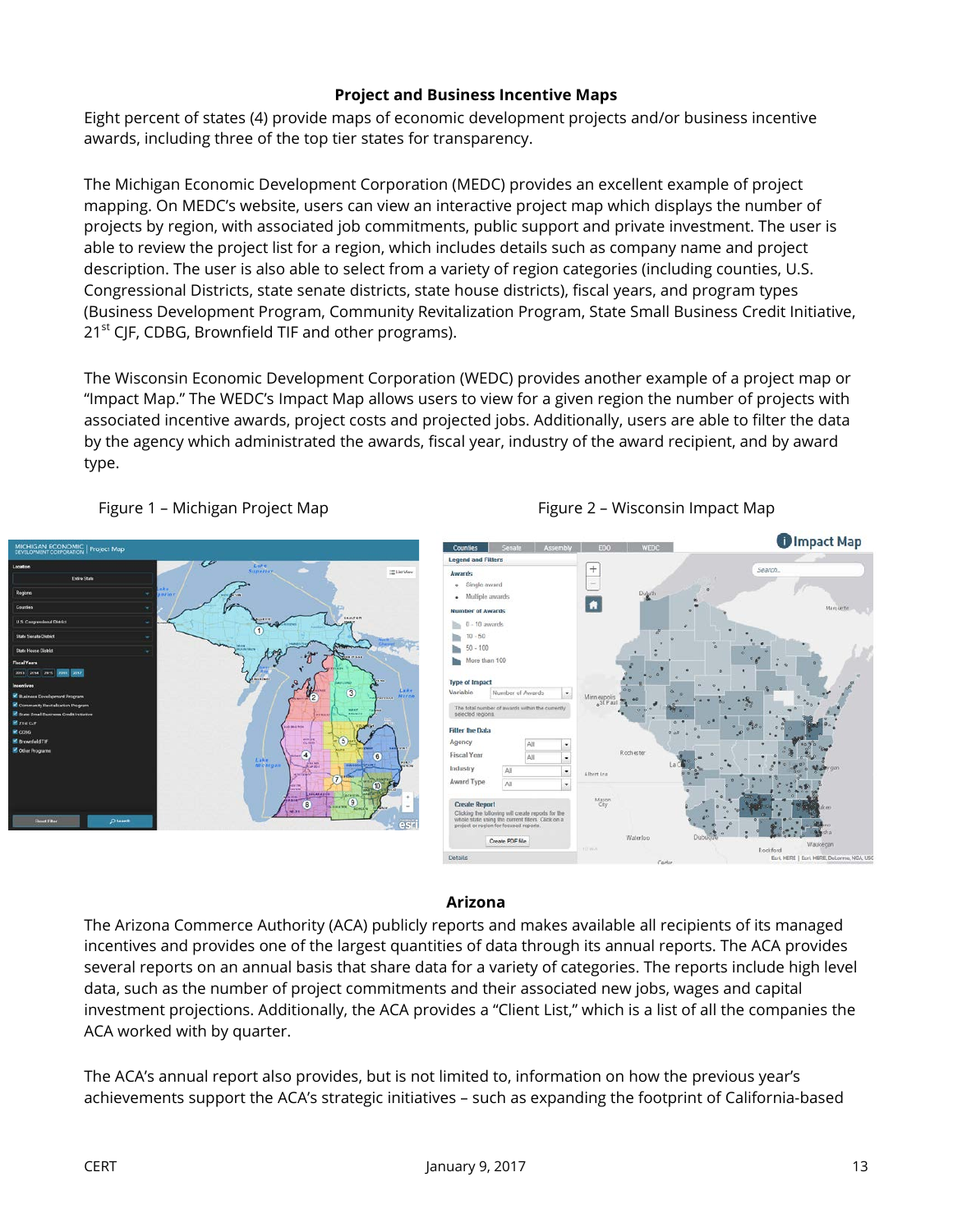### Project and Business Incentive Maps

Eight percent of states (4) provide maps of economic development projects and/or business incentive awards, including three of the top tier states for transparency.

The Michigan Economic Development Corporation (MEDC) provides an excellent example of project mapping. On MEDC's website, users can view an interactive project map which displays the number of projects by region, with associated job commitments, public support and private investment. The user is able to review the project list for a region, which includes details such as company name and project description. The user is also able to select from a variety of region categories (including counties, U.S. Congressional Districts, state senate districts, state house districts), fiscal years, and program types (Business Development Program, Community Revitalization Program, State Small Business Credit Initiative, 21st CJF, CDBG, Brownfield TIF and other programs).

The Wisconsin Economic Development Corporation (WEDC) provides another example of a project map or "Impact Map." The WEDC's Impact Map allows users to view for a given region the number of projects with associated incentive awards, project costs and projected jobs. Additionally, users are able to filter the data by the agency which administrated the awards, fiscal year, industry of the award recipient, and by award type.

Figure 1 – Michigan Project Map

Figure 2 – Wisconsin Impact Map

### Arizona

The Arizona Commerce Authority (ACA) publicly reports and makes available all recipients of its managed incentives and provides one of the largest quantities of data through its annual reports. The ACA provides several reports on an annual basis that share data for a variety of categories. The reports include high level data, such as the number of project commitments and their associated new jobs, wages and capital investment projections. Additionally, the ACA provides a "Client List," which is a list of all the companies the ACA worked with by quarter.

The ACA's annual report also provides, but is not limited to, information on how the previous year's achievements support the ACA's strategic initiatives – such as expanding the footprint of California-based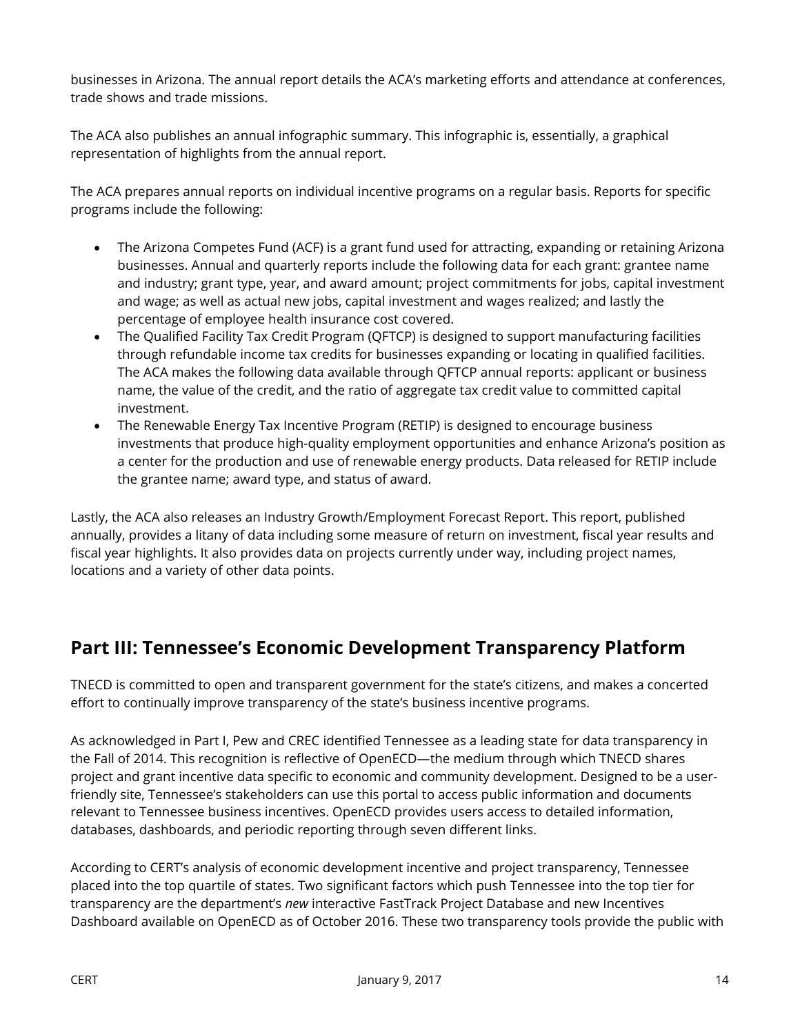businesses in Arizona. The annual report details the ACA's marketing efforts and attendance at conferences, trade shows and trade missions.

The ACA also publishes an annual infographic summary. This infographic is, essentially, a graphical representation of highlights from the annual report.

The ACA prepares annual reports on individual incentive programs on a regular basis. Reports for specific programs include the following:

- The Arizona Competes Fund (ACF) is a grant fund used for attracting, expanding or retaining Arizona businesses. Annual and quarterly reports include the following data for each grant: grantee name and industry; grant type, year, and award amount; project commitments for jobs, capital investment and wage; as well as actual new jobs, capital investment and wages realized; and lastly the percentage of employee health insurance cost covered.
- The Qualified Facility Tax Credit Program (QFTCP) is designed to support manufacturing facilities through refundable income tax credits for businesses expanding or locating in qualified facilities. The ACA makes the following data available through QFTCP annual reports: applicant or business name, the value of the credit, and the ratio of aggregate tax credit value to committed capital investment.
- The Renewable Energy Tax Incentive Program (RETIP) is designed to encourage business investments that produce high-quality employment opportunities and enhance Arizona's position as a center for the production and use of renewable energy products. Data released for RETIP include the grantee name; award type, and status of award.

Lastly, the ACA also releases an Industry Growth/Employment Forecast Report. This report, published annually, provides a litany of data including some measure of return on investment, fiscal year results and fiscal year highlights. It also provides data on projects currently under way, including project names, locations and a variety of other data points.

## Part III: Tennessee's Economic Development Transparency Platform

TNECD is committed to open and transparent government for the state's citizens, and makes a concerted effort to continually improve transparency of the state's business incentive programs.

As acknowledged in Part I, Pew and CREC identified Tennessee as a leading state for data transparency in the Fall of 2014. This recognition is reflective of OpenECD—the medium through which TNECD shares project and grant incentive data specific to economic and community development. Designed to be a user-friendly site, Tennessee's stakeholders can use this portal to access public information and documents relevant to Tennessee business incentives. OpenECD provides users access to detailed information, databases, dashboards, and periodic reporting through seven different links.

According to CERT's analysis of economic development incentive and project transparency, Tennessee placed into the top quartile of states. Two significant factors which push Tennessee into the top tier for transparency are the department's *new* interactive FastTrack Project Database and new Incentives Dashboard available on OpenECD as of October 2016. These two transparency tools provide the public with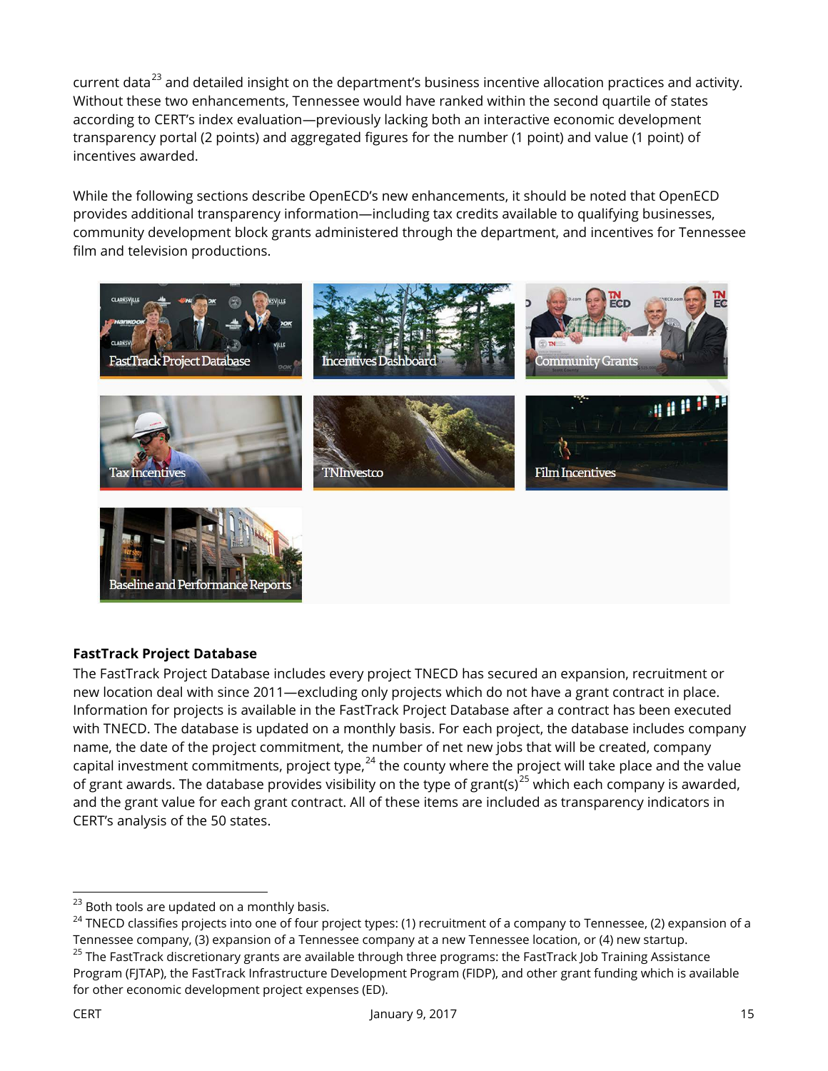current data[23] and detailed insight on the department's business incentive allocation practices and activity. Without these two enhancements, Tennessee would have ranked within the second quartile of states according to CERT's index evaluation—previously lacking both an interactive economic development transparency portal (2 points) and aggregated figures for the number (1 point) and value (1 point) of incentives awarded.

While the following sections describe OpenECD's new enhancements, it should be noted that OpenECD provides additional transparency information—including tax credits available to qualifying businesses, community development block grants administered through the department, and incentives for Tennessee film and television productions.

FastTrack Project Database | Incentives Dashboard | Community Grants | Tax Incentives | TNInvestco | Film Incentives | Baseline and Performance Reports

**FastTrack Project Database**

The FastTrack Project Database includes every project TNECD has secured an expansion, recruitment or new location deal with since 2011—excluding only projects which do not have a grant contract in place. Information for projects is available in the FastTrack Project Database after a contract has been executed with TNECD. The database is updated on a monthly basis. For each project, the database includes company name, the date of the project commitment, the number of net new jobs that will be created, company capital investment commitments, project type,[24] the county where the project will take place and the value of grant awards. The database provides visibility on the type of grant(s)[25] which each company is awarded, and the grant value for each grant contract. All of these items are included as transparency indicators in CERT's analysis of the 50 states.

---

[23] Both tools are updated on a monthly basis.

[24] TNECD classifies projects into one of four project types: (1) recruitment of a company to Tennessee, (2) expansion of a Tennessee company, (3) expansion of a Tennessee company at a new Tennessee location, or (4) new startup.

[25] The FastTrack discretionary grants are available through three programs: the FastTrack Job Training Assistance Program (FJTAP), the FastTrack Infrastructure Development Program (FIDP), and other grant funding which is available for other economic development project expenses (ED).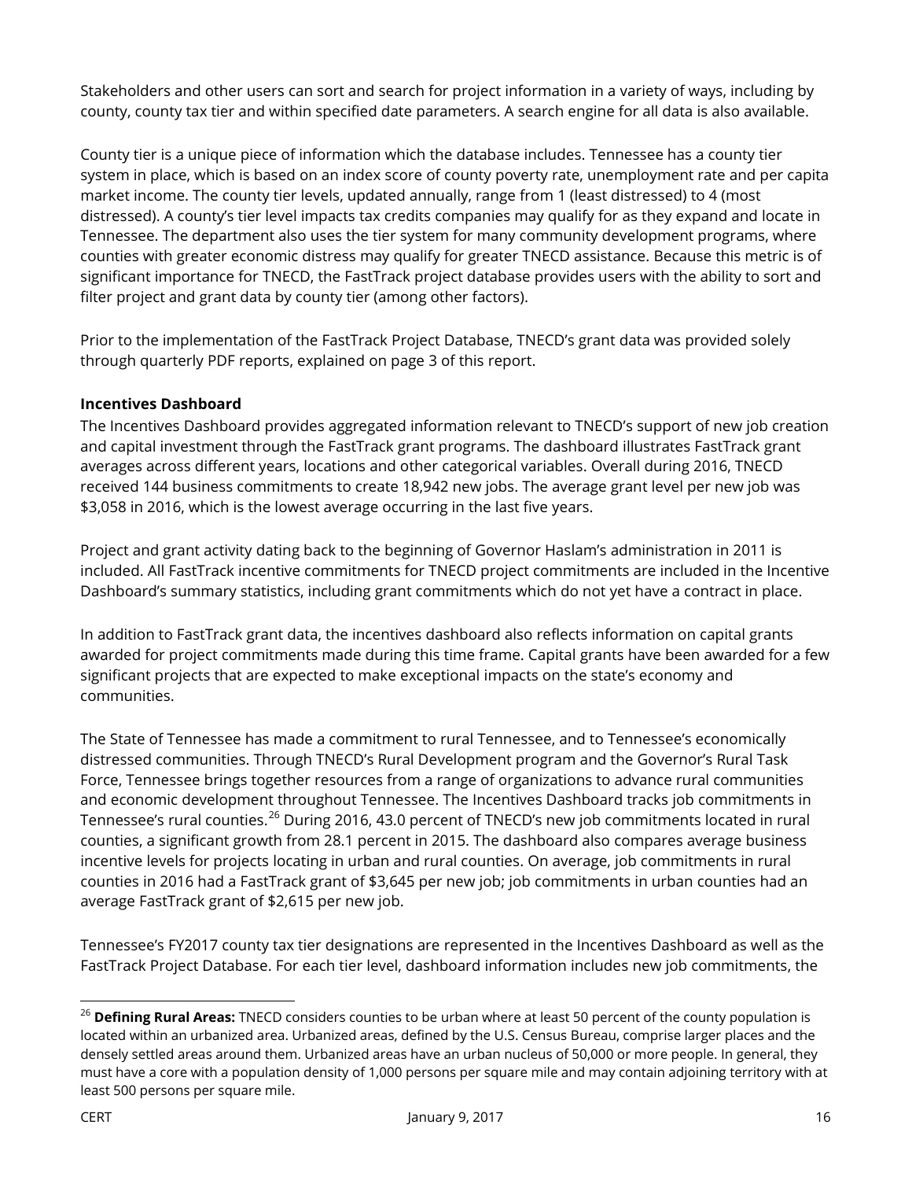Stakeholders and other users can sort and search for project information in a variety of ways, including by county, county tax tier and within specified date parameters. A search engine for all data is also available.

County tier is a unique piece of information which the database includes. Tennessee has a county tier system in place, which is based on an index score of county poverty rate, unemployment rate and per capita market income. The county tier levels, updated annually, range from 1 (least distressed) to 4 (most distressed). A county's tier level impacts tax credits companies may qualify for as they expand and locate in Tennessee. The department also uses the tier system for many community development programs, where counties with greater economic distress may qualify for greater TNECD assistance. Because this metric is of significant importance for TNECD, the FastTrack project database provides users with the ability to sort and filter project and grant data by county tier (among other factors).

Prior to the implementation of the FastTrack Project Database, TNECD's grant data was provided solely through quarterly PDF reports, explained on page 3 of this report.

**Incentives Dashboard**

The Incentives Dashboard provides aggregated information relevant to TNECD's support of new job creation and capital investment through the FastTrack grant programs. The dashboard illustrates FastTrack grant averages across different years, locations and other categorical variables. Overall during 2016, TNECD received 144 business commitments to create 18,942 new jobs. The average grant level per new job was $3,058 in 2016, which is the lowest average occurring in the last five years.

Project and grant activity dating back to the beginning of Governor Haslam's administration in 2011 is included. All FastTrack incentive commitments for TNECD project commitments are included in the Incentive Dashboard's summary statistics, including grant commitments which do not yet have a contract in place.

In addition to FastTrack grant data, the incentives dashboard also reflects information on capital grants awarded for project commitments made during this time frame. Capital grants have been awarded for a few significant projects that are expected to make exceptional impacts on the state's economy and communities.

The State of Tennessee has made a commitment to rural Tennessee, and to Tennessee's economically distressed communities. Through TNECD's Rural Development program and the Governor's Rural Task Force, Tennessee brings together resources from a range of organizations to advance rural communities and economic development throughout Tennessee. The Incentives Dashboard tracks job commitments in Tennessee's rural counties.[26] During 2016, 43.0 percent of TNECD's new job commitments located in rural counties, a significant growth from 28.1 percent in 2015. The dashboard also compares average business incentive levels for projects locating in urban and rural counties. On average, job commitments in rural counties in 2016 had a FastTrack grant of $3,645 per new job; job commitments in urban counties had an average FastTrack grant of $2,615 per new job.

Tennessee's FY2017 county tax tier designations are represented in the Incentives Dashboard as well as the FastTrack Project Database. For each tier level, dashboard information includes new job commitments, the

---

[26] **Defining Rural Areas:** TNECD considers counties to be urban where at least 50 percent of the county population is located within an urbanized area. Urbanized areas, defined by the U.S. Census Bureau, comprise larger places and the densely settled areas around them. Urbanized areas have an urban nucleus of 50,000 or more people. In general, they must have a core with a population density of 1,000 persons per square mile and may contain adjoining territory with at least 500 persons per square mile.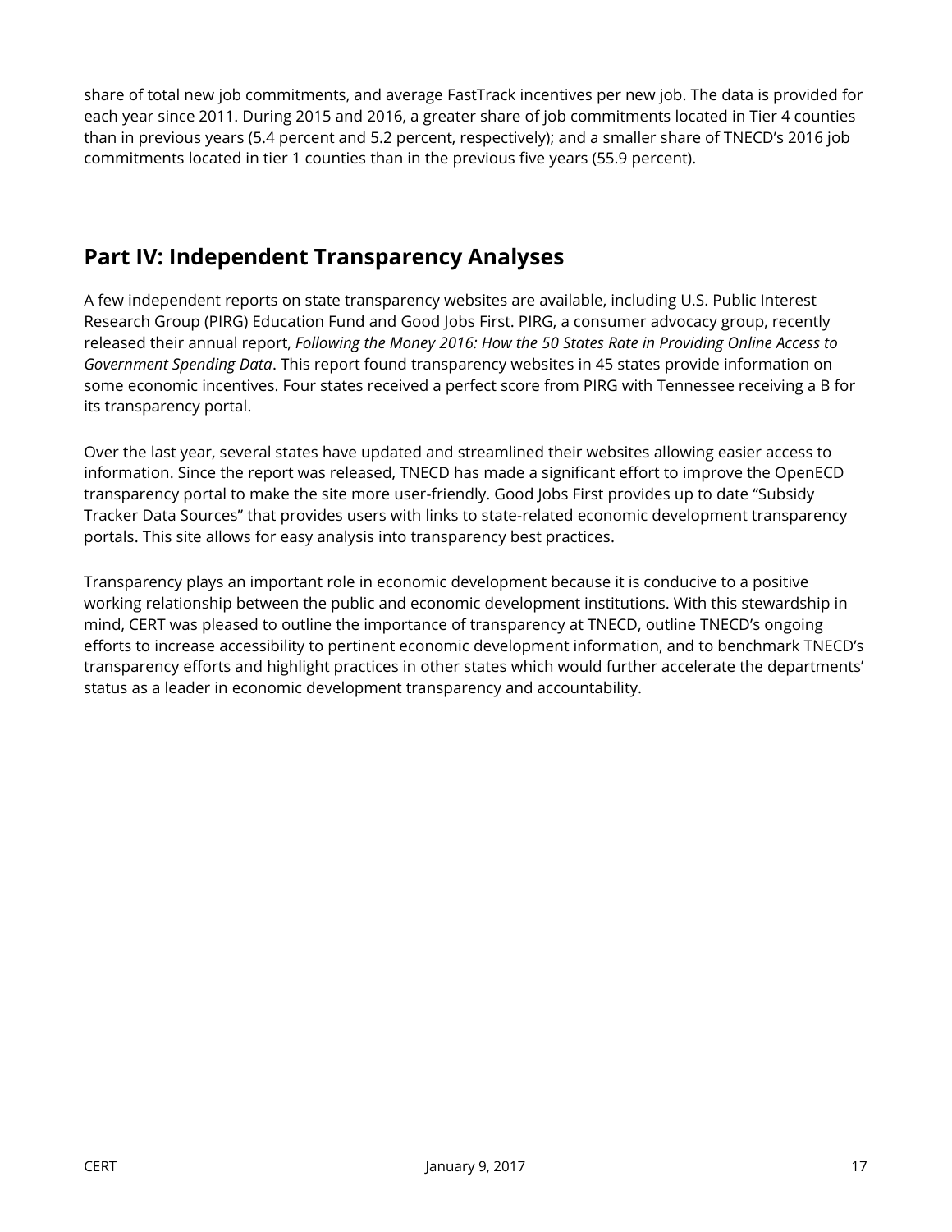share of total new job commitments, and average FastTrack incentives per new job. The data is provided for each year since 2011. During 2015 and 2016, a greater share of job commitments located in Tier 4 counties than in previous years (5.4 percent and 5.2 percent, respectively); and a smaller share of TNECD's 2016 job commitments located in tier 1 counties than in the previous five years (55.9 percent).

## Part IV: Independent Transparency Analyses

A few independent reports on state transparency websites are available, including U.S. Public Interest Research Group (PIRG) Education Fund and Good Jobs First. PIRG, a consumer advocacy group, recently released their annual report, *Following the Money 2016: How the 50 States Rate in Providing Online Access to Government Spending Data*. This report found transparency websites in 45 states provide information on some economic incentives. Four states received a perfect score from PIRG with Tennessee receiving a B for its transparency portal.

Over the last year, several states have updated and streamlined their websites allowing easier access to information. Since the report was released, TNECD has made a significant effort to improve the OpenECD transparency portal to make the site more user-friendly. Good Jobs First provides up to date "Subsidy Tracker Data Sources" that provides users with links to state-related economic development transparency portals. This site allows for easy analysis into transparency best practices.

Transparency plays an important role in economic development because it is conducive to a positive working relationship between the public and economic development institutions. With this stewardship in mind, CERT was pleased to outline the importance of transparency at TNECD, outline TNECD's ongoing efforts to increase accessibility to pertinent economic development information, and to benchmark TNECD's transparency efforts and highlight practices in other states which would further accelerate the departments' status as a leader in economic development transparency and accountability.